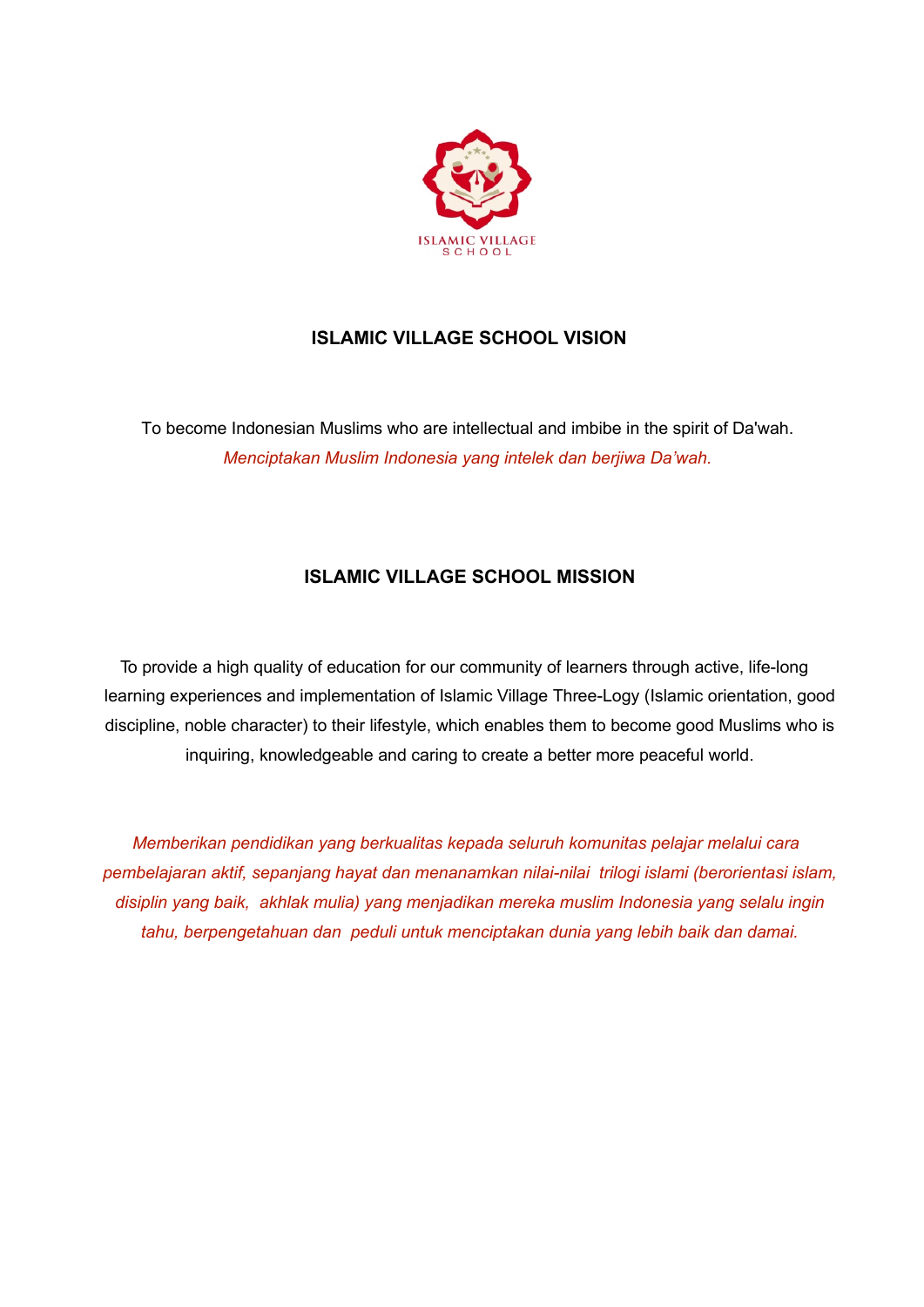ISLAMIC VILLAGE
SCHOOL

## ISLAMIC VILLAGE SCHOOL VISION

To become Indonesian Muslims who are intellectual and imbibe in the spirit of Da'wah.

*Menciptakan Muslim Indonesia yang intelek dan berjiwa Da'wah.*

## ISLAMIC VILLAGE SCHOOL MISSION

To provide a high quality of education for our community of learners through active, life-long learning experiences and implementation of Islamic Village Three-Logy (Islamic orientation, good discipline, noble character) to their lifestyle, which enables them to become good Muslims who is inquiring, knowledgeable and caring to create a better more peaceful world.

*Memberikan pendidikan yang berkualitas kepada seluruh komunitas pelajar melalui cara pembelajaran aktif, sepanjang hayat dan menanamkan nilai-nilai trilogi islami (berorientasi islam, disiplin yang baik, akhlak mulia) yang menjadikan mereka muslim Indonesia yang selalu ingin tahu, berpengetahuan dan peduli untuk menciptakan dunia yang lebih baik dan damai.*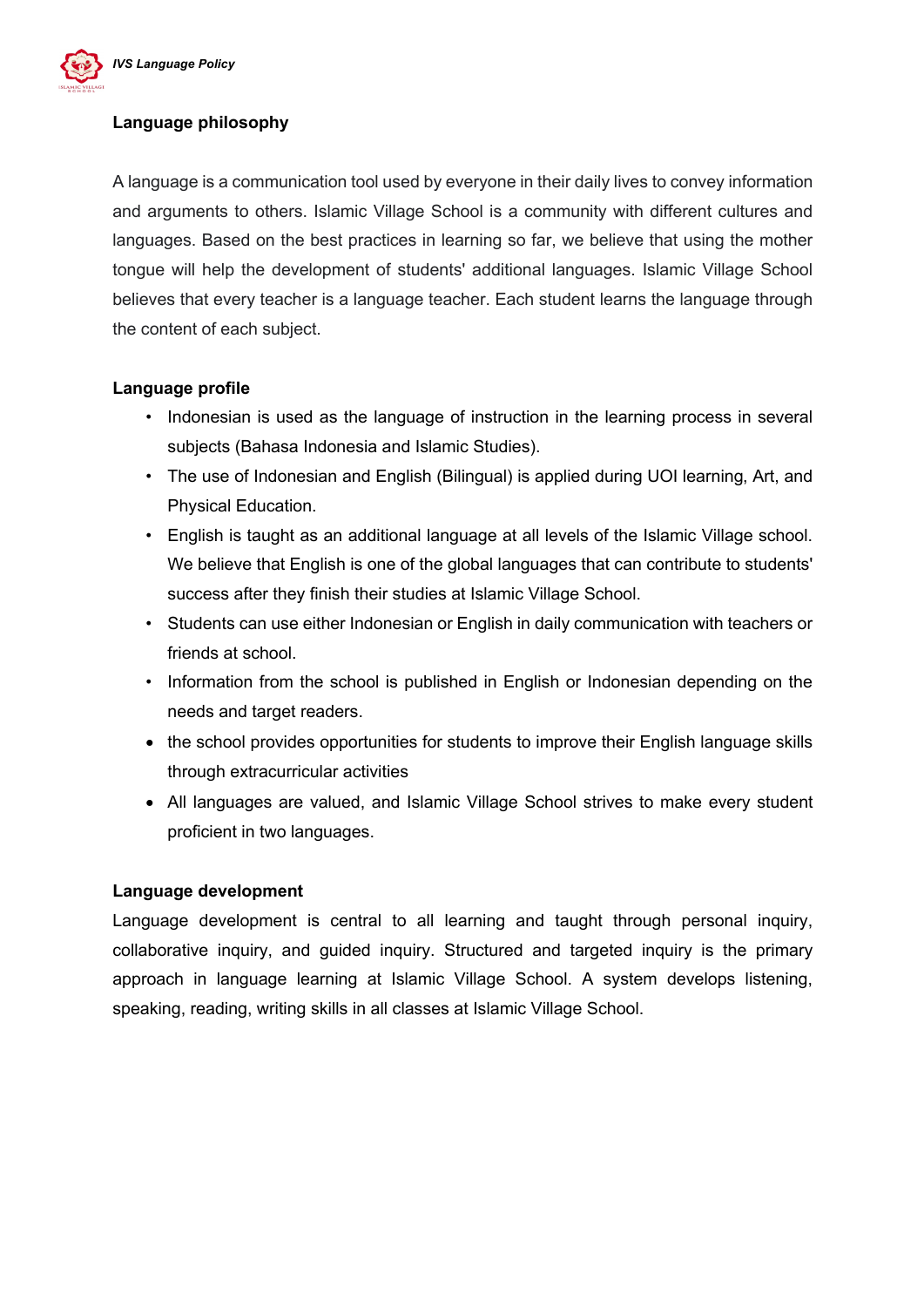**Language philosophy**

A language is a communication tool used by everyone in their daily lives to convey information and arguments to others. Islamic Village School is a community with different cultures and languages. Based on the best practices in learning so far, we believe that using the mother tongue will help the development of students' additional languages. Islamic Village School believes that every teacher is a language teacher. Each student learns the language through the content of each subject.

**Language profile**

- Indonesian is used as the language of instruction in the learning process in several subjects (Bahasa Indonesia and Islamic Studies).
- The use of Indonesian and English (Bilingual) is applied during UOI learning, Art, and Physical Education.
- English is taught as an additional language at all levels of the Islamic Village school. We believe that English is one of the global languages that can contribute to students' success after they finish their studies at Islamic Village School.
- Students can use either Indonesian or English in daily communication with teachers or friends at school.
- Information from the school is published in English or Indonesian depending on the needs and target readers.
- the school provides opportunities for students to improve their English language skills through extracurricular activities
- All languages are valued, and Islamic Village School strives to make every student proficient in two languages.

**Language development**

Language development is central to all learning and taught through personal inquiry, collaborative inquiry, and guided inquiry. Structured and targeted inquiry is the primary approach in language learning at Islamic Village School. A system develops listening, speaking, reading, writing skills in all classes at Islamic Village School.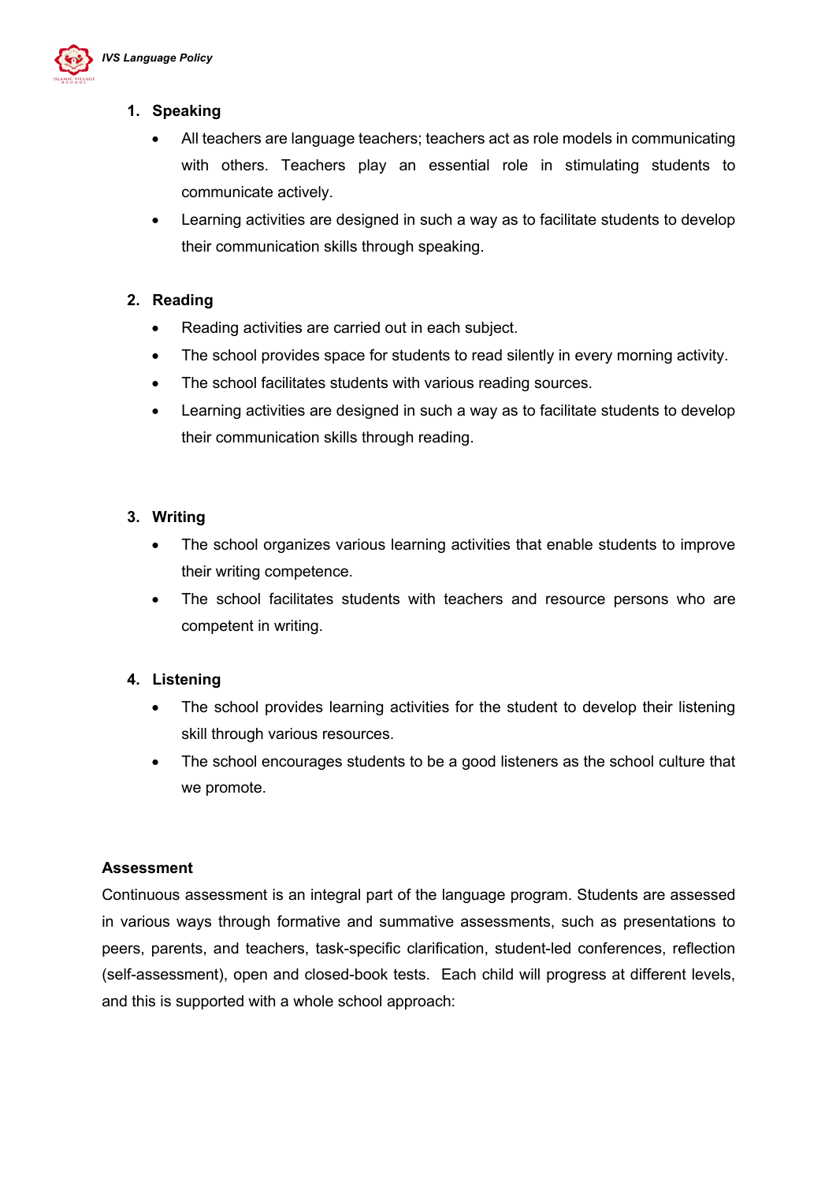1. **Speaking**
   - All teachers are language teachers; teachers act as role models in communicating with others. Teachers play an essential role in stimulating students to communicate actively.
   - Learning activities are designed in such a way as to facilitate students to develop their communication skills through speaking.

2. **Reading**
   - Reading activities are carried out in each subject.
   - The school provides space for students to read silently in every morning activity.
   - The school facilitates students with various reading sources.
   - Learning activities are designed in such a way as to facilitate students to develop their communication skills through reading.

3. **Writing**
   - The school organizes various learning activities that enable students to improve their writing competence.
   - The school facilitates students with teachers and resource persons who are competent in writing.

4. **Listening**
   - The school provides learning activities for the student to develop their listening skill through various resources.
   - The school encourages students to be a good listeners as the school culture that we promote.

**Assessment**

Continuous assessment is an integral part of the language program. Students are assessed in various ways through formative and summative assessments, such as presentations to peers, parents, and teachers, task-specific clarification, student-led conferences, reflection (self-assessment), open and closed-book tests. Each child will progress at different levels, and this is supported with a whole school approach: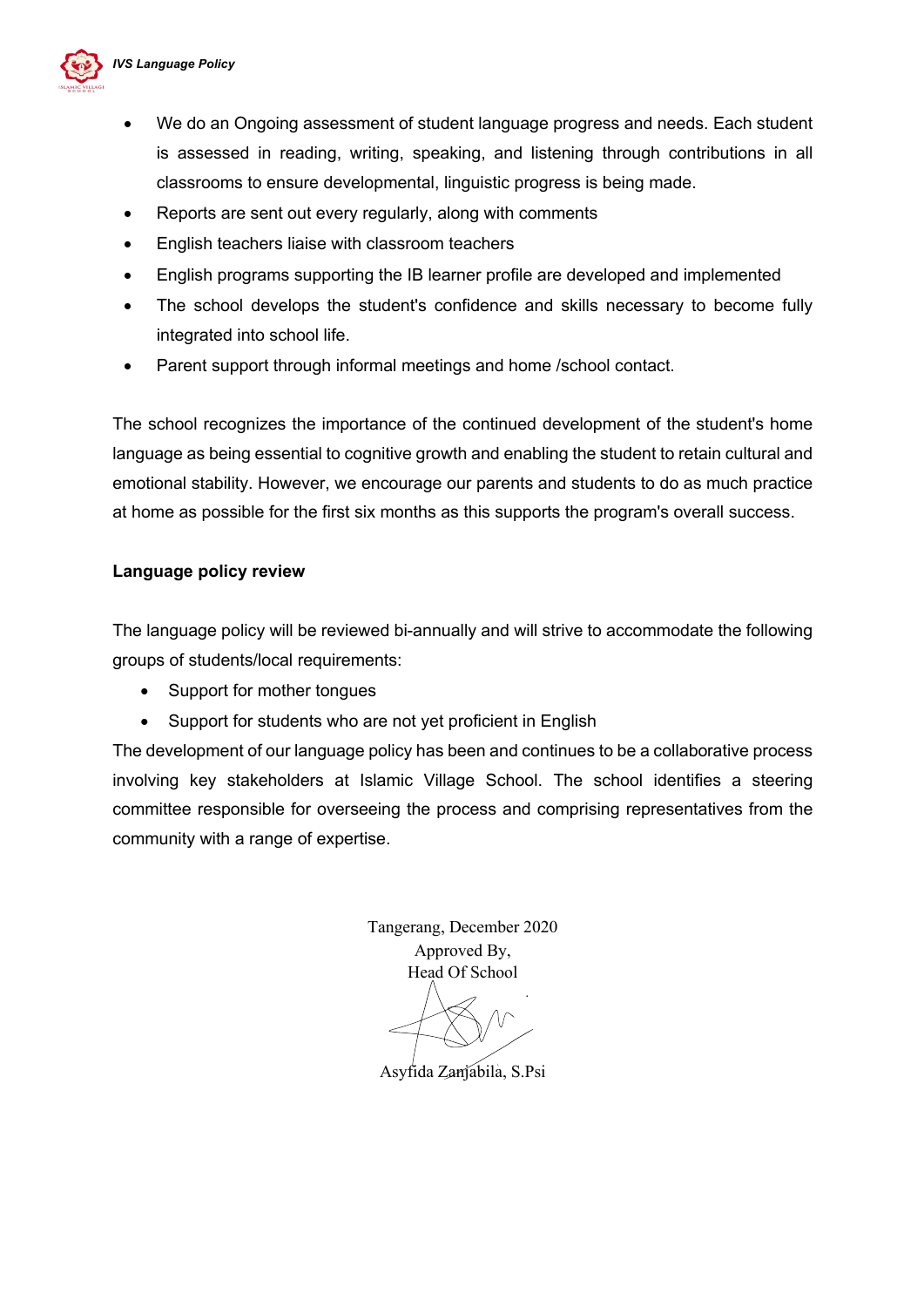- We do an Ongoing assessment of student language progress and needs. Each student is assessed in reading, writing, speaking, and listening through contributions in all classrooms to ensure developmental, linguistic progress is being made.
- Reports are sent out every regularly, along with comments
- English teachers liaise with classroom teachers
- English programs supporting the IB learner profile are developed and implemented
- The school develops the student's confidence and skills necessary to become fully integrated into school life.
- Parent support through informal meetings and home /school contact.

The school recognizes the importance of the continued development of the student's home language as being essential to cognitive growth and enabling the student to retain cultural and emotional stability. However, we encourage our parents and students to do as much practice at home as possible for the first six months as this supports the program's overall success.

**Language policy review**

The language policy will be reviewed bi-annually and will strive to accommodate the following groups of students/local requirements:

- Support for mother tongues
- Support for students who are not yet proficient in English

The development of our language policy has been and continues to be a collaborative process involving key stakeholders at Islamic Village School. The school identifies a steering committee responsible for overseeing the process and comprising representatives from the community with a range of expertise.

Tangerang, December 2020
Approved By,
Head Of School

Asyfida Zanjabila, S.Psi